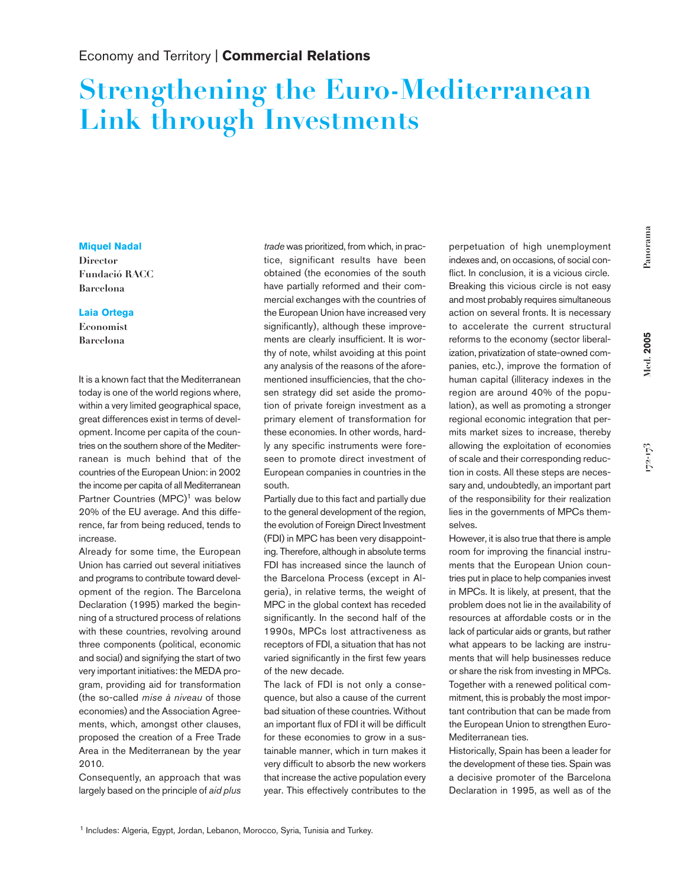Economy and Territory | **Commercial Relations**

# Strengthening the Euro-Mediterranean Link through Investments

**Miquel Nadal**
Director
Fundació RACC
Barcelona

**Laia Ortega**
Economist
Barcelona

It is a known fact that the Mediterranean today is one of the world regions where, within a very limited geographical space, great differences exist in terms of development. Income per capita of the countries on the southern shore of the Mediterranean is much behind that of the countries of the European Union: in 2002 the income per capita of all Mediterranean Partner Countries (MPC)[1] was below 20% of the EU average. And this difference, far from being reduced, tends to increase.

Already for some time, the European Union has carried out several initiatives and programs to contribute toward development of the region. The Barcelona Declaration (1995) marked the beginning of a structured process of relations with these countries, revolving around three components (political, economic and social) and signifying the start of two very important initiatives: the MEDA program, providing aid for transformation (the so-called *mise à niveau* of those economies) and the Association Agreements, which, amongst other clauses, proposed the creation of a Free Trade Area in the Mediterranean by the year 2010.

Consequently, an approach that was largely based on the principle of *aid plus trade* was prioritized, from which, in practice, significant results have been obtained (the economies of the south have partially reformed and their commercial exchanges with the countries of the European Union have increased very significantly), although these improvements are clearly insufficient. It is worthy of note, whilst avoiding at this point any analysis of the reasons of the aforementioned insufficiencies, that the chosen strategy did set aside the promotion of private foreign investment as a primary element of transformation for these economies. In other words, hardly any specific instruments were foreseen to promote direct investment of European companies in countries in the south.

Partially due to this fact and partially due to the general development of the region, the evolution of Foreign Direct Investment (FDI) in MPC has been very disappointing. Therefore, although in absolute terms FDI has increased since the launch of the Barcelona Process (except in Algeria), in relative terms, the weight of MPC in the global context has receded significantly. In the second half of the 1990s, MPCs lost attractiveness as receptors of FDI, a situation that has not varied significantly in the first few years of the new decade.

The lack of FDI is not only a consequence, but also a cause of the current bad situation of these countries. Without an important flux of FDI it will be difficult for these economies to grow in a sustainable manner, which in turn makes it very difficult to absorb the new workers that increase the active population every year. This effectively contributes to the perpetuation of high unemployment indexes and, on occasions, of social conflict. In conclusion, it is a vicious circle. Breaking this vicious circle is not easy and most probably requires simultaneous action on several fronts. It is necessary to accelerate the current structural reforms to the economy (sector liberalization, privatization of state-owned companies, etc.), improve the formation of human capital (illiteracy indexes in the region are around 40% of the population), as well as promoting a stronger regional economic integration that permits market sizes to increase, thereby allowing the exploitation of economies of scale and their corresponding reduction in costs. All these steps are necessary and, undoubtedly, an important part of the responsibility for their realization lies in the governments of MPCs themselves.

However, it is also true that there is ample room for improving the financial instruments that the European Union countries put in place to help companies invest in MPCs. It is likely, at present, that the problem does not lie in the availability of resources at affordable costs or in the lack of particular aids or grants, but rather what appears to be lacking are instruments that will help businesses reduce or share the risk from investing in MPCs. Together with a renewed political commitment, this is probably the most important contribution that can be made from the European Union to strengthen Euro-Mediterranean ties.

Historically, Spain has been a leader for the development of these ties. Spain was a decisive promoter of the Barcelona Declaration in 1995, as well as of the

[1] Includes: Algeria, Egypt, Jordan, Lebanon, Morocco, Syria, Tunisia and Turkey.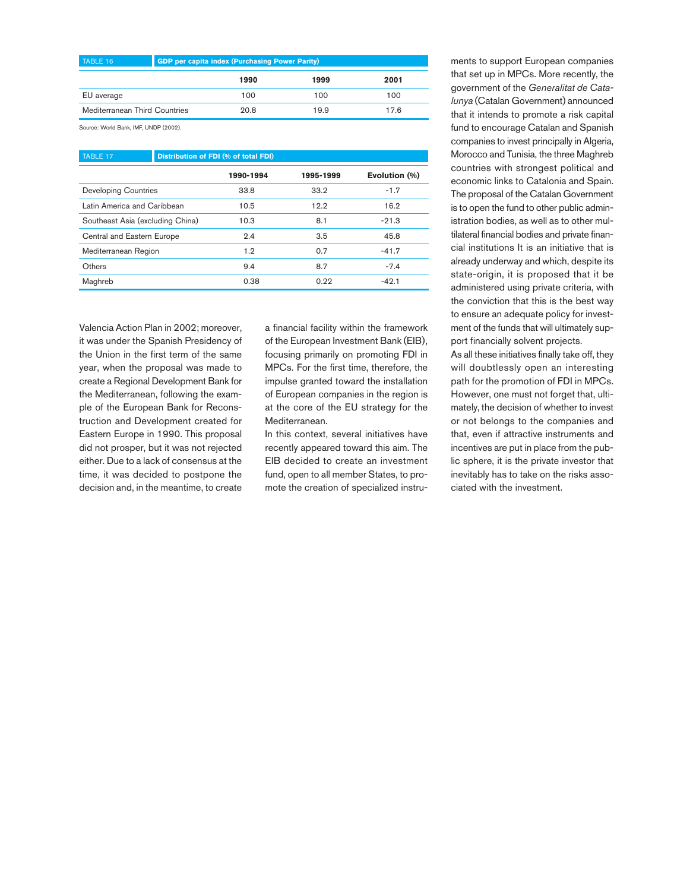TABLE 16 **GDP per capita index (Purchasing Power Parity)**

| | 1990 | 1999 | 2001 |
|---|---|---|---|
| EU average | 100 | 100 | 100 |
| Mediterranean Third Countries | 20.8 | 19.9 | 17.6 |

Source: World Bank, IMF, UNDP (2002).

TABLE 17 **Distribution of FDI (% of total FDI)**

| | 1990-1994 | 1995-1999 | Evolution (%) |
|---|---|---|---|
| Developing Countries | 33.8 | 33.2 | -1.7 |
| Latin America and Caribbean | 10.5 | 12.2 | 16.2 |
| Southeast Asia (excluding China) | 10.3 | 8.1 | -21.3 |
| Central and Eastern Europe | 2.4 | 3.5 | 45.8 |
| Mediterranean Region | 1.2 | 0.7 | -41.7 |
| Others | 9.4 | 8.7 | -7.4 |
| Maghreb | 0.38 | 0.22 | -42.1 |

Valencia Action Plan in 2002; moreover, it was under the Spanish Presidency of the Union in the first term of the same year, when the proposal was made to create a Regional Development Bank for the Mediterranean, following the example of the European Bank for Reconstruction and Development created for Eastern Europe in 1990. This proposal did not prosper, but it was not rejected either. Due to a lack of consensus at the time, it was decided to postpone the decision and, in the meantime, to create a financial facility within the framework of the European Investment Bank (EIB), focusing primarily on promoting FDI in MPCs. For the first time, therefore, the impulse granted toward the installation of European companies in the region is at the core of the EU strategy for the Mediterranean.

In this context, several initiatives have recently appeared toward this aim. The EIB decided to create an investment fund, open to all member States, to promote the creation of specialized instruments to support European companies that set up in MPCs. More recently, the government of the *Generalitat de Catalunya* (Catalan Government) announced that it intends to promote a risk capital fund to encourage Catalan and Spanish companies to invest principally in Algeria, Morocco and Tunisia, the three Maghreb countries with strongest political and economic links to Catalonia and Spain. The proposal of the Catalan Government is to open the fund to other public administration bodies, as well as to other multilateral financial bodies and private financial institutions It is an initiative that is already underway and which, despite its state-origin, it is proposed that it be administered using private criteria, with the conviction that this is the best way to ensure an adequate policy for investment of the funds that will ultimately support financially solvent projects.

As all these initiatives finally take off, they will doubtlessly open an interesting path for the promotion of FDI in MPCs. However, one must not forget that, ultimately, the decision of whether to invest or not belongs to the companies and that, even if attractive instruments and incentives are put in place from the public sphere, it is the private investor that inevitably has to take on the risks associated with the investment.